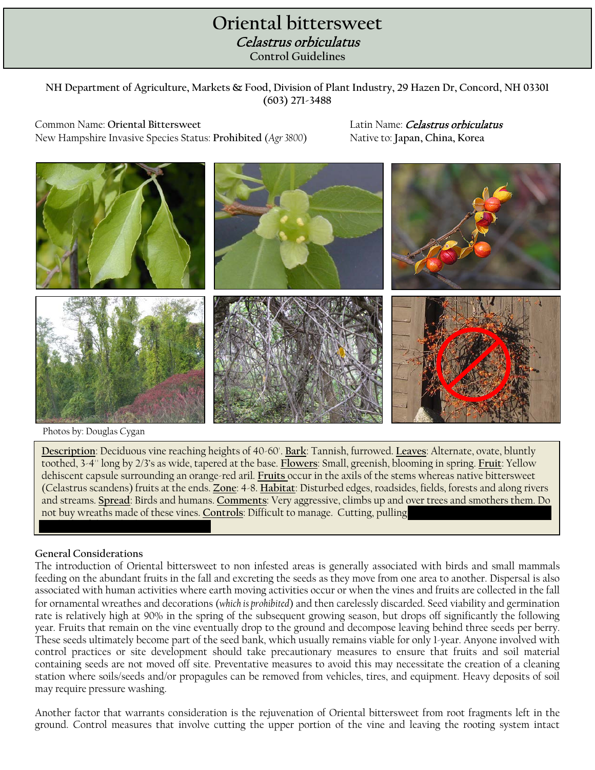# Oriental bittersweet

## *Celastrus orbiculatus*

### Control Guidelines

**NH Department of Agriculture, Markets & Food, Division of Plant Industry, 29 Hazen Dr, Concord, NH 03301**
**(603) 271-3488**

Common Name: **Oriental Bittersweet**
New Hampshire Invasive Species Status: **Prohibited** (*Agr 3800*)

Latin Name: ***Celastrus orbiculatus***
Native to: **Japan, China, Korea**

Photos by: Douglas Cygan

**Description**: Deciduous vine reaching heights of 40-60'. **Bark**: Tannish, furrowed. **Leaves**: Alternate, ovate, bluntly toothed, 3-4'' long by 2/3's as wide, tapered at the base. **Flowers**: Small, greenish, blooming in spring. **Fruit**: Yellow dehiscent capsule surrounding an orange-red aril. **Fruits** occur in the axils of the stems whereas native bittersweet (Celastrus scandens) fruits at the ends. **Zone**: 4-8. **Habitat**: Disturbed edges, roadsides, fields, forests and along rivers and streams. **Spread**: Birds and humans. **Comments**: Very aggressive, climbs up and over trees and smothers them. Do not buy wreaths made of these vines. **Controls**: Difficult to manage. Cutting, pulling

## General Considerations

The introduction of Oriental bittersweet to non infested areas is generally associated with birds and small mammals feeding on the abundant fruits in the fall and excreting the seeds as they move from one area to another. Dispersal is also associated with human activities where earth moving activities occur or when the vines and fruits are collected in the fall for ornamental wreathes and decorations (*which is prohibited*) and then carelessly discarded. Seed viability and germination rate is relatively high at 90% in the spring of the subsequent growing season, but drops off significantly the following year. Fruits that remain on the vine eventually drop to the ground and decompose leaving behind three seeds per berry. These seeds ultimately become part of the seed bank, which usually remains viable for only 1-year. Anyone involved with control practices or site development should take precautionary measures to ensure that fruits and soil material containing seeds are not moved off site. Preventative measures to avoid this may necessitate the creation of a cleaning station where soils/seeds and/or propagules can be removed from vehicles, tires, and equipment. Heavy deposits of soil may require pressure washing.

Another factor that warrants consideration is the rejuvenation of Oriental bittersweet from root fragments left in the ground. Control measures that involve cutting the upper portion of the vine and leaving the rooting system intact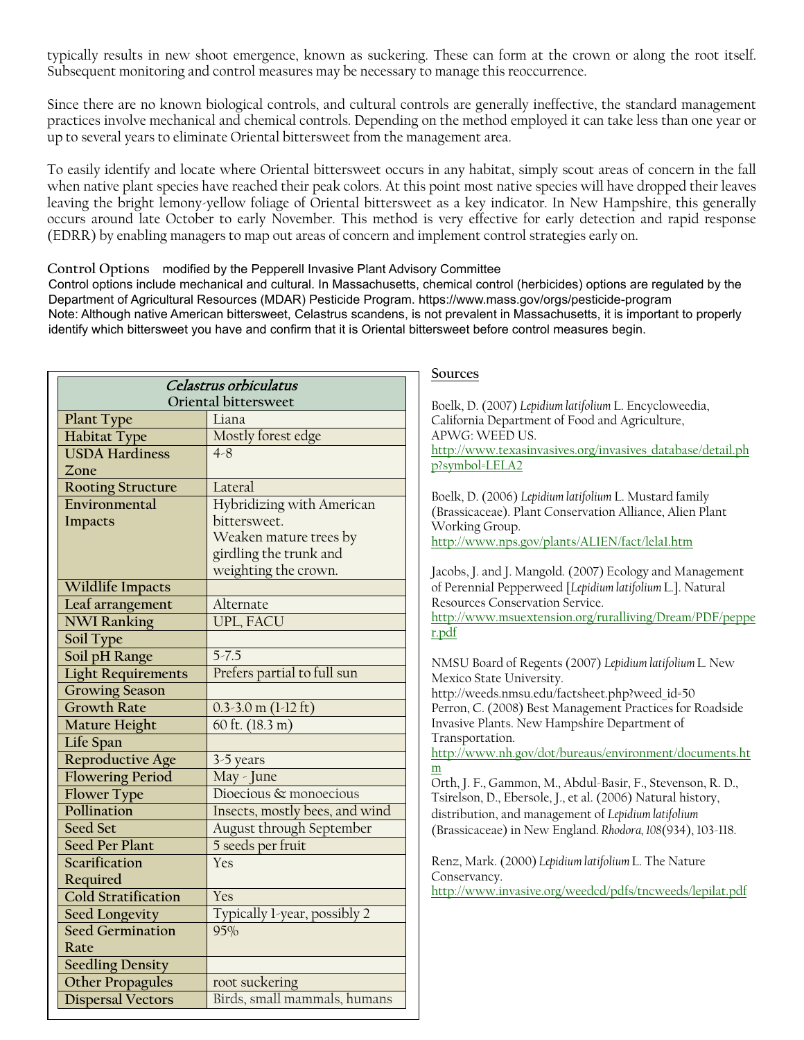typically results in new shoot emergence, known as suckering. These can form at the crown or along the root itself. Subsequent monitoring and control measures may be necessary to manage this reoccurrence.

Since there are no known biological controls, and cultural controls are generally ineffective, the standard management practices involve mechanical and chemical controls. Depending on the method employed it can take less than one year or up to several years to eliminate Oriental bittersweet from the management area.

To easily identify and locate where Oriental bittersweet occurs in any habitat, simply scout areas of concern in the fall when native plant species have reached their peak colors. At this point most native species will have dropped their leaves leaving the bright lemony-yellow foliage of Oriental bittersweet as a key indicator. In New Hampshire, this generally occurs around late October to early November. This method is very effective for early detection and rapid response (EDRR) by enabling managers to map out areas of concern and implement control strategies early on.

**Control Options** modified by the Pepperell Invasive Plant Advisory Committee

Control options include mechanical and cultural. In Massachusetts, chemical control (herbicides) options are regulated by the Department of Agricultural Resources (MDAR) Pesticide Program. https://www.mass.gov/orgs/pesticide-program
Note: Although native American bittersweet, Celastrus scandens, is not prevalent in Massachusetts, it is important to properly identify which bittersweet you have and confirm that it is Oriental bittersweet before control measures begin.

| *Celastrus orbiculatus* Oriental bittersweet | |
|---|---|
| **Plant Type** | Liana |
| **Habitat Type** | Mostly forest edge |
| **USDA Hardiness Zone** | 4-8 |
| **Rooting Structure** | Lateral |
| **Environmental Impacts** | Hybridizing with American bittersweet. Weaken mature trees by girdling the trunk and weighting the crown. |
| **Wildlife Impacts** | |
| **Leaf arrangement** | Alternate |
| **NWI Ranking** | UPL, FACU |
| **Soil Type** | |
| **Soil pH Range** | 5-7.5 |
| **Light Requirements** | Prefers partial to full sun |
| **Growing Season** | |
| **Growth Rate** | 0.3-3.0 m (1-12 ft) |
| **Mature Height** | 60 ft. (18.3 m) |
| **Life Span** | |
| **Reproductive Age** | 3-5 years |
| **Flowering Period** | May - June |
| **Flower Type** | Dioecious & monoecious |
| **Pollination** | Insects, mostly bees, and wind |
| **Seed Set** | August through September |
| **Seed Per Plant** | 5 seeds per fruit |
| **Scarification Required** | Yes |
| **Cold Stratification** | Yes |
| **Seed Longevity** | Typically 1-year, possibly 2 |
| **Seed Germination Rate** | 95% |
| **Seedling Density** | |
| **Other Propagules** | root suckering |
| **Dispersal Vectors** | Birds, small mammals, humans |

**Sources**

Boelk, D. (2007) *Lepidium latifolium* L. Encycloweedia, California Department of Food and Agriculture, APWG: WEED US. http://www.texasinvasives.org/invasives_database/detail.php?symbol=LELA2

Boelk, D. (2006) *Lepidium latifolium* L. Mustard family (Brassicaceae). Plant Conservation Alliance, Alien Plant Working Group. http://www.nps.gov/plants/ALIEN/fact/lela1.htm

Jacobs, J. and J. Mangold. (2007) Ecology and Management of Perennial Pepperweed [*Lepidium latifolium* L.]. Natural Resources Conservation Service. http://www.msuextension.org/ruralliving/Dream/PDF/pepper.pdf

NMSU Board of Regents (2007) *Lepidium latifolium* L. New Mexico State University. http://weeds.nmsu.edu/factsheet.php?weed_id=50

Perron, C. (2008) Best Management Practices for Roadside Invasive Plants. New Hampshire Department of Transportation. http://www.nh.gov/dot/bureaus/environment/documents.htm

Orth, J. F., Gammon, M., Abdul-Basir, F., Stevenson, R. D., Tsirelson, D., Ebersole, J., et al. (2006) Natural history, distribution, and management of *Lepidium latifolium* (Brassicaceae) in New England. *Rhodora, 108*(934), 103-118.

Renz, Mark. (2000) *Lepidium latifolium* L. The Nature Conservancy. http://www.invasive.org/weedcd/pdfs/tncweeds/lepilat.pdf